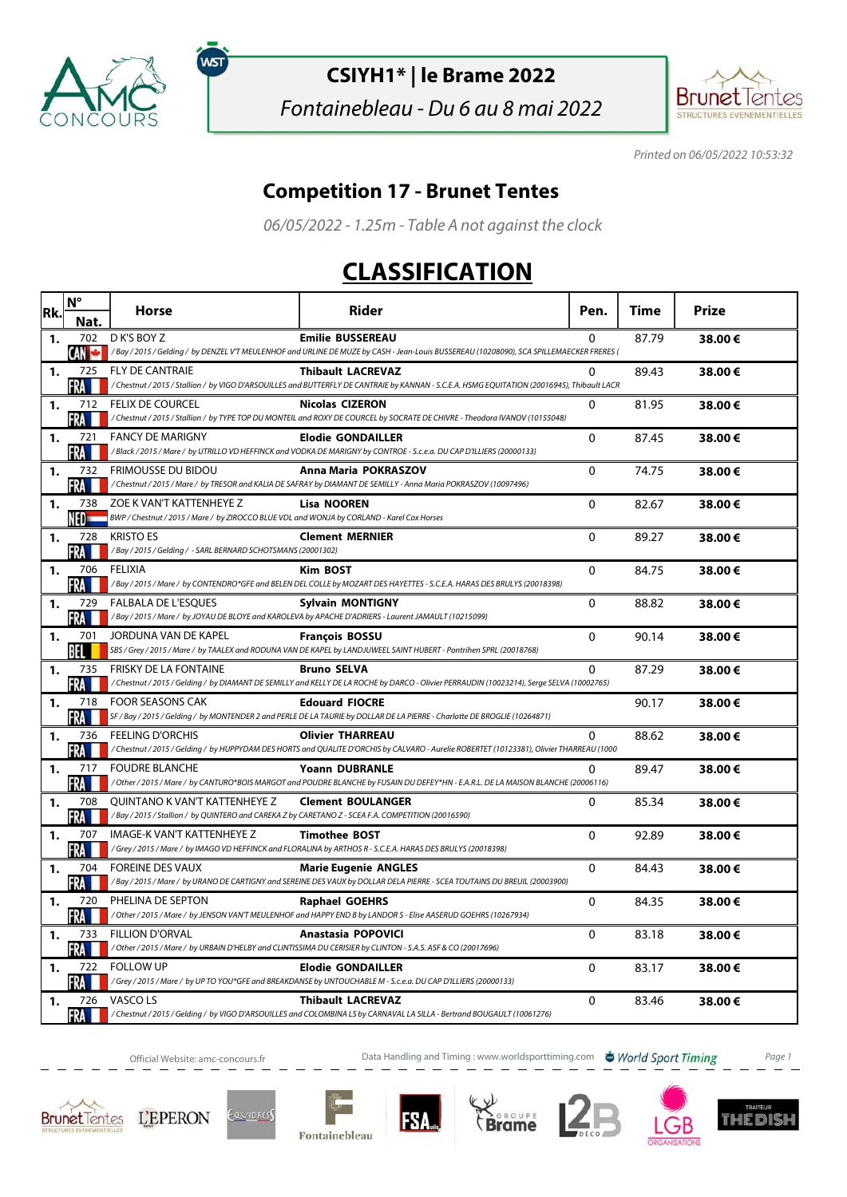# CSIYH1* | le Brame 2022

*Fontainebleau - Du 6 au 8 mai 2022*

*Printed on 06/05/2022 10:53:32*

## Competition 17 - Brunet Tentes

*06/05/2022 - 1.25m - Table A not against the clock*

# CLASSIFICATION

| Rk. | N° Nat. | Horse | Rider | Pen. | Time | Prize |
|---|---|---|---|---|---|---|
| 1. | 702 CAN | D K'S BOY Z / Bay / 2015 / Gelding / by DENZEL V'T MEULENHOF and URLINE DE MUZE by CASH - Jean-Louis BUSSEREAU (10208090), SCA SPILLEMAECKER FRERES ( | **Emilie BUSSEREAU** | 0 | 87.79 | **38.00 €** |
| 1. | 725 FRA | FLY DE CANTRAIE / Chestnut / 2015 / Stallion / by VIGO D'ARSOUILLES and BUTTERFLY DE CANTRAIE by KANNAN - S.C.E.A. HSMG EQUITATION (20016945), Thibault LACR | **Thibault LACREVAZ** | 0 | 89.43 | **38.00 €** |
| 1. | 712 FRA | FELIX DE COURCEL / Chestnut / 2015 / Stallion / by TYPE TOP DU MONTEIL and ROXY DE COURCEL by SOCRATE DE CHIVRE - Theodora IVANOV (10155048) | **Nicolas CIZERON** | 0 | 81.95 | **38.00 €** |
| 1. | 721 FRA | FANCY DE MARIGNY / Black / 2015 / Mare / by UTRILLO VD HEFFINCK and VODKA DE MARIGNY by CONTROE - S.c.e.a. DU CAP D'ILLIERS (20000133) | **Elodie GONDAILLER** | 0 | 87.45 | **38.00 €** |
| 1. | 732 FRA | FRIMOUSSE DU BIDOU / Chestnut / 2015 / Mare / by TRESOR and KALIA DE SAFRAY by DIAMANT DE SEMILLY - Anna Maria POKRASZOV (10097496) | **Anna Maria POKRASZOV** | 0 | 74.75 | **38.00 €** |
| 1. | 738 NED | ZOE K VAN'T KATTENHEYE Z BWP / Chestnut / 2015 / Mare / by ZIROCCO BLUE VDL and WONJA by CORLAND - Karel Cox Horses | **Lisa NOOREN** | 0 | 82.67 | **38.00 €** |
| 1. | 728 FRA | KRISTO ES / Bay / 2015 / Gelding / - SARL BERNARD SCHOTSMANS (20001302) | **Clement MERNIER** | 0 | 89.27 | **38.00 €** |
| 1. | 706 FRA | FELIXIA / Bay / 2015 / Mare / by CONTENDRO*GFE and BELEN DEL COLLE by MOZART DES HAYETTES - S.C.E.A. HARAS DES BRULYS (20018398) | **Kim BOST** | 0 | 84.75 | **38.00 €** |
| 1. | 729 FRA | FALBALA DE L'ESQUES / Bay / 2015 / Mare / by JOYAU DE BLOYE and KAROLEVA by APACHE D'ADRIERS - Laurent JAMAULT (10215099) | **Sylvain MONTIGNY** | 0 | 88.82 | **38.00 €** |
| 1. | 701 BEL | JORDUNA VAN DE KAPEL SBS / Grey / 2015 / Mare / by TAALEX and RODUNA VAN DE KAPEL by LANDJUWEEL SAINT HUBERT - Pontrihen SPRL (20018768) | **François BOSSU** | 0 | 90.14 | **38.00 €** |
| 1. | 735 FRA | FRISKY DE LA FONTAINE / Chestnut / 2015 / Gelding / by DIAMANT DE SEMILLY and KELLY DE LA ROCHE by DARCO - Olivier PERRAUDIN (10023214), Serge SELVA (10002765) | **Bruno SELVA** | 0 | 87.29 | **38.00 €** |
| 1. | 718 FRA | FOOR SEASONS CAK SF / Bay / 2015 / Gelding / by MONTENDER 2 and PERLE DE LA TAURIE by DOLLAR DE LA PIERRE - Charlotte DE BROGLIE (10264871) | **Edouard FIOCRE** | | 90.17 | **38.00 €** |
| 1. | 736 FRA | FEELING D'ORCHIS / Chestnut / 2015 / Gelding / by HUPPYDAM DES HORTS and QUALITE D'ORCHIS by CALVARO - Aurelie ROBERTET (10123381), Olivier THARREAU (1000 | **Olivier THARREAU** | 0 | 88.62 | **38.00 €** |
| 1. | 717 FRA | FOUDRE BLANCHE / Other / 2015 / Mare / by CANTURO*BOIS MARGOT and POUDRE BLANCHE by FUSAIN DU DEFEY*HN - E.A.R.L. DE LA MAISON BLANCHE (20006116) | **Yoann DUBRANLE** | 0 | 89.47 | **38.00 €** |
| 1. | 708 FRA | QUINTANO K VAN'T KATTENHEYE Z / Bay / 2015 / Stallion / by QUINTERO and CAREKA Z by CARETANO Z - SCEA F.A. COMPETITION (20016590) | **Clement BOULANGER** | 0 | 85.34 | **38.00 €** |
| 1. | 707 FRA | IMAGE-K VAN'T KATTENHEYE Z / Grey / 2015 / Mare / by IMAGO VD HEFFINCK and FLORALINA by ARTHOS R - S.C.E.A. HARAS DES BRULYS (20018398) | **Timothee BOST** | 0 | 92.89 | **38.00 €** |
| 1. | 704 FRA | FOREINE DES VAUX / Bay / 2015 / Mare / by URANO DE CARTIGNY and SEREINE DES VAUX by DOLLAR DELA PIERRE - SCEA TOUTAINS DU BREUIL (20003900) | **Marie Eugenie ANGLES** | 0 | 84.43 | **38.00 €** |
| 1. | 720 FRA | PHELINA DE SEPTON / Other / 2015 / Mare / by JENSON VAN'T MEULENHOF and HAPPY END B by LANDOR S - Elise AASERUD GOEHRS (10267934) | **Raphael GOEHRS** | 0 | 84.35 | **38.00 €** |
| 1. | 733 FRA | FILLION D'ORVAL / Other / 2015 / Mare / by URBAIN D'HELBY and CLINTISSIMA DU CERISIER by CLINTON - S.A.S. ASF & CO (20017696) | **Anastasia POPOVICI** | 0 | 83.18 | **38.00 €** |
| 1. | 722 FRA | FOLLOW UP / Grey / 2015 / Mare / by UP TO YOU*GFE and BREAKDANSE by UNTOUCHABLE M - S.c.e.a. DU CAP D'ILLIERS (20000133) | **Elodie GONDAILLER** | 0 | 83.17 | **38.00 €** |
| 1. | 726 FRA | VASCO LS / Chestnut / 2015 / Gelding / by VIGO D'ARSOUILLES and COLOMBINA LS by CARNAVAL LA SILLA - Bertrand BOUGAULT (10061276) | **Thibault LACREVAZ** | 0 | 83.46 | **38.00 €** |

Official Website: amc-concours.fr — Data Handling and Timing : www.worldsporttiming.com — World Sport Timing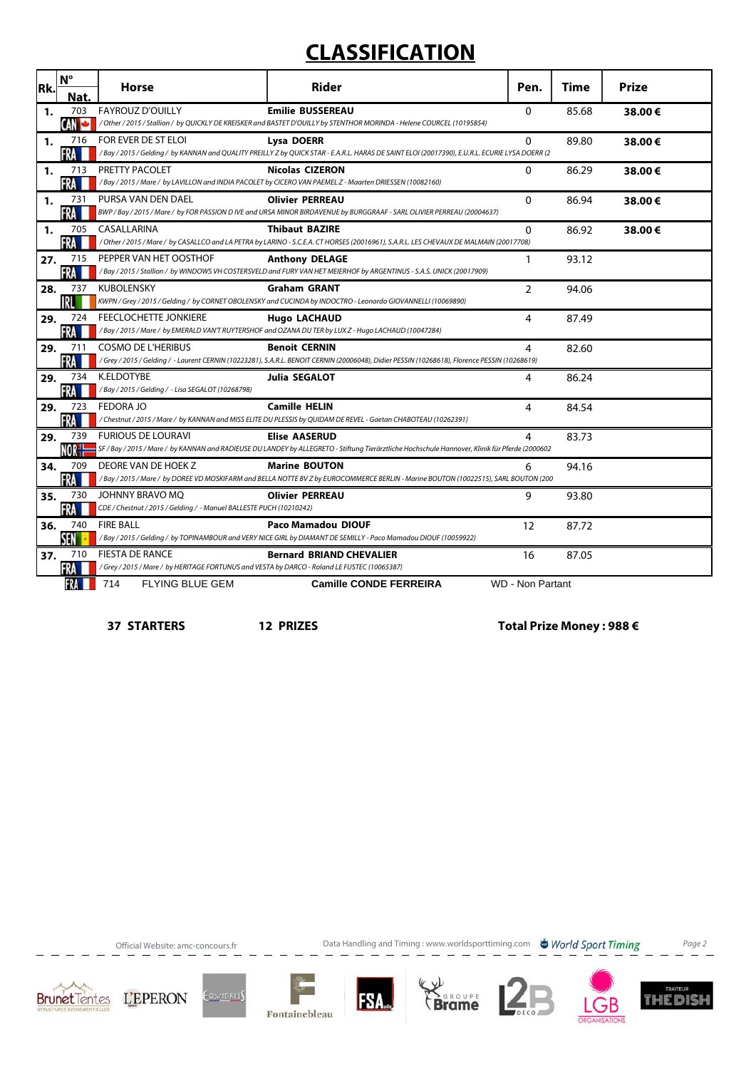# CLASSIFICATION

| Rk. | N° Nat. | Horse | Rider | Pen. | Time | Prize |
|---|---|---|---|---|---|---|
| 1. | 703 CAN | FAYROUZ D'OUILLY / Other / 2015 / Stallion / by QUICKLY DE KREISKER and BASTET D'OUILLY by STENTHOR MORINDA - Helene COURCEL (10195854) | **Emilie BUSSEREAU** | 0 | 85.68 | **38.00 €** |
| 1. | 716 FRA | FOR EVER DE ST ELOI / Bay / 2015 / Gelding / by KANNAN and QUALITY PREILLY Z by QUICK STAR - E.A.R.L. HARAS DE SAINT ELOI (20017390), E.U.R.L. ECURIE LYSA DOERR (2 | **Lysa DOERR** | 0 | 89.80 | **38.00 €** |
| 1. | 713 FRA | PRETTY PACOLET / Bay / 2015 / Mare / by LAVILLON and INDIA PACOLET by CICERO VAN PAEMEL Z - Maarten DRIESSEN (10082160) | **Nicolas CIZERON** | 0 | 86.29 | **38.00 €** |
| 1. | 731 FRA | PURSA VAN DEN DAEL BWP / Bay / 2015 / Mare / by FOR PASSION D IVE and URSA MINOR BIRDAVENUE by BURGGRAAF - SARL OLIVIER PERREAU (20004637) | **Olivier PERREAU** | 0 | 86.94 | **38.00 €** |
| 1. | 705 FRA | CASALLARINA / Other / 2015 / Mare / by CASALLCO and LA PETRA by LARINO - S.C.E.A. CT HORSES (20016961), S.A.R.L. LES CHEVAUX DE MALMAIN (20017708) | **Thibaut BAZIRE** | 0 | 86.92 | **38.00 €** |
| 27. | 715 FRA | PEPPER VAN HET OOSTHOF / Bay / 2015 / Stallion / by WINDOWS VH COSTERSVELD and FURY VAN HET MEIERHOF by ARGENTINUS - S.A.S. UNICK (20017909) | **Anthony DELAGE** | 1 | 93.12 | |
| 28. | 737 IRL | KUBOLENSKY KWPN / Grey / 2015 / Gelding / by CORNET OBOLENSKY and CUCINDA by INDOCTRO - Leonardo GIOVANNELLI (10069890) | **Graham GRANT** | 2 | 94.06 | |
| 29. | 724 FRA | FEECLOCHETTE JONKIERE / Bay / 2015 / Mare / by EMERALD VAN'T RUYTERSHOF and OZANA DU TER by LUX Z - Hugo LACHAUD (10047284) | **Hugo LACHAUD** | 4 | 87.49 | |
| 29. | 711 FRA | COSMO DE L'HERIBUS / Grey / 2015 / Gelding / - Laurent CERNIN (10223281), S.A.R.L. BENOIT CERNIN (20006048), Didier PESSIN (10268618), Florence PESSIN (10268619) | **Benoit CERNIN** | 4 | 82.60 | |
| 29. | 734 FRA | K.ELDOTYBE / Bay / 2015 / Gelding / - Lisa SEGALOT (10268798) | **Julia SEGALOT** | 4 | 86.24 | |
| 29. | 723 FRA | FEDORA JO / Chestnut / 2015 / Mare / by KANNAN and MISS ELITE DU PLESSIS by QUIDAM DE REVEL - Gaetan CHABOTEAU (10262391) | **Camille HELIN** | 4 | 84.54 | |
| 29. | 739 NOR | FURIOUS DE LOURAVI SF / Bay / 2015 / Mare / by KANNAN and RADIEUSE DU LANDEY by ALLEGRETO - Stiftung Tierärztliche Hochschule Hannover, Klinik für Pferde (2000602 | **Elise AASERUD** | 4 | 83.73 | |
| 34. | 709 FRA | DEORE VAN DE HOEK Z / Bay / 2015 / Mare / by DOREE VD MOSKIFARM and BELLA NOTTE BV Z by EUROCOMMERCE BERLIN - Marine BOUTON (10022515), SARL BOUTON (200 | **Marine BOUTON** | 6 | 94.16 | |
| 35. | 730 FRA | JOHNNY BRAVO MQ CDE / Chestnut / 2015 / Gelding / - Manuel BALLESTE PUCH (10210242) | **Olivier PERREAU** | 9 | 93.80 | |
| 36. | 740 SEN | FIRE BALL / Bay / 2015 / Gelding / by TOPINAMBOUR and VERY NICE GIRL by DIAMANT DE SEMILLY - Paco Mamadou DIOUF (10059922) | **Paco Mamadou DIOUF** | 12 | 87.72 | |
| 37. | 710 FRA | FIESTA DE RANCE / Grey / 2015 / Mare / by HERITAGE FORTUNUS and VESTA by DARCO - Roland LE FUSTEC (10065387) | **Bernard BRIAND CHEVALIER** | 16 | 87.05 | |
| | FRA 714 | FLYING BLUE GEM | **Camille CONDE FERREIRA** | WD - Non Partant | | |

**37 STARTERS** **12 PRIZES** **Total Prize Money : 988 €**

Official Website: amc-concours.fr Data Handling and Timing : www.worldsporttiming.com World Sport Timing